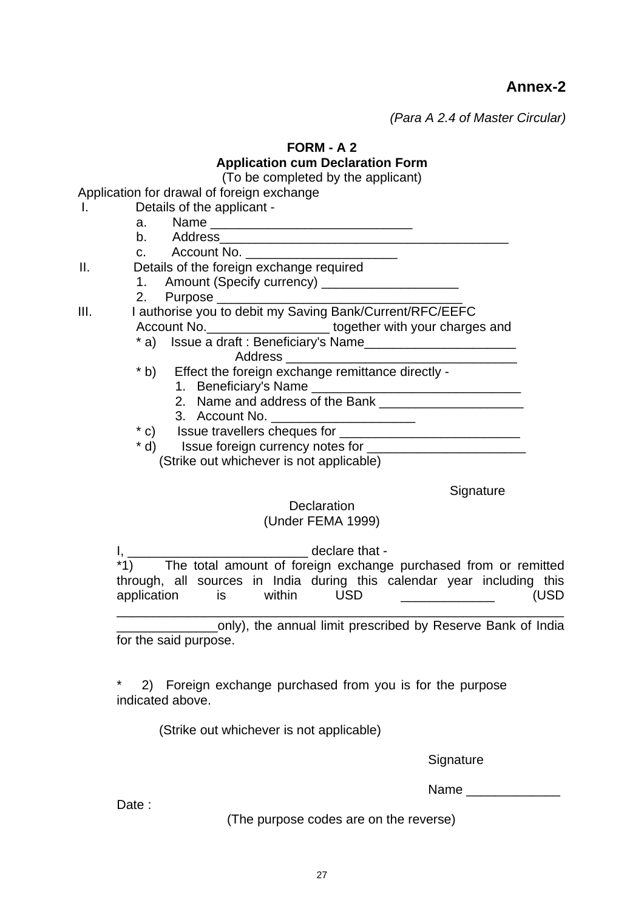**Annex-2**

*(Para A 2.4 of Master Circular)*

**FORM - A 2**
**Application cum Declaration Form**
(To be completed by the applicant)

Application for drawal of foreign exchange

I. Details of the applicant -
   a. Name ___________________________
   b. Address________________________________________
   c. Account No. _____________________

II. Details of the foreign exchange required
   1. Amount (Specify currency) ___________________
   2. Purpose __________________________________

III. I authorise you to debit my Saving Bank/Current/RFC/EEFC Account No._________________ together with your charges and
   * a) Issue a draft : Beneficiary's Name_____________________
   Address ________________________________
   * b) Effect the foreign exchange remittance directly -
      1. Beneficiary's Name _____________________________
      2. Name and address of the Bank ____________________
      3. Account No. ____________________
   * c) Issue travellers cheques for _________________________
   * d) Issue foreign currency notes for ______________________
   (Strike out whichever is not applicable)

Signature

Declaration
(Under FEMA 1999)

I, _________________________ declare that -

*1) The total amount of foreign exchange purchased from or remitted through, all sources in India during this calendar year including this application is within USD ____________ (USD ___________________________________________________________ ______________only), the annual limit prescribed by Reserve Bank of India for the said purpose.

* 2) Foreign exchange purchased from you is for the purpose indicated above.

(Strike out whichever is not applicable)

Signature

Name _____________

Date :

(The purpose codes are on the reverse)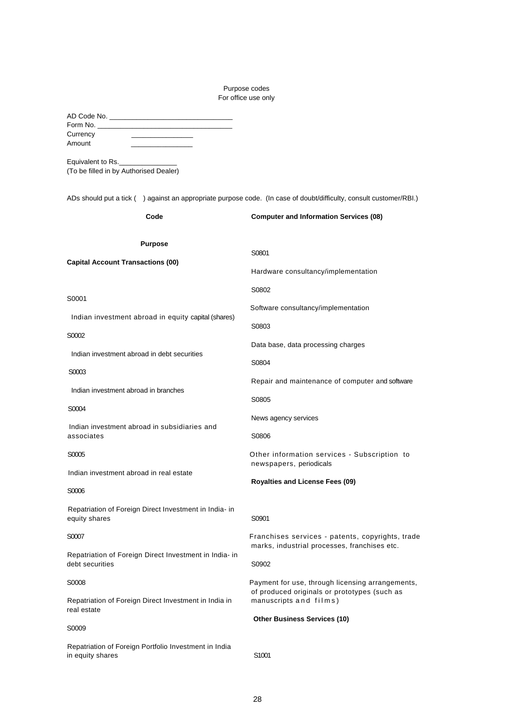Purpose codes
For office use only

AD Code No. ________________________________
Form No. ___________________________________
Currency ________________
Amount ________________

Equivalent to Rs.________________
(To be filled in by Authorised Dealer)

ADs should put a tick ( ) against an appropriate purpose code. (In case of doubt/difficulty, consult customer/RBI.)

| Code | Purpose |
| --- | --- |
| **Capital Account Transactions (00)** | |
| S0001 | Indian investment abroad in equity capital (shares) |
| S0002 | Indian investment abroad in debt securities |
| S0003 | Indian investment abroad in branches |
| S0004 | Indian investment abroad in subsidiaries and associates |
| S0005 | Indian investment abroad in real estate |
| S0006 | Repatriation of Foreign Direct Investment in India- in equity shares |
| S0007 | Repatriation of Foreign Direct Investment in India- in debt securities |
| S0008 | Repatriation of Foreign Direct Investment in India in real estate |
| S0009 | Repatriation of Foreign Portfolio Investment in India in equity shares |
| **Computer and Information Services (08)** | |
| S0801 | Hardware consultancy/implementation |
| S0802 | Software consultancy/implementation |
| S0803 | Data base, data processing charges |
| S0804 | Repair and maintenance of computer and software |
| S0805 | News agency services |
| S0806 | Other information services - Subscription to newspapers, periodicals |
| **Royalties and License Fees (09)** | |
| S0901 | Franchises services - patents, copyrights, trade marks, industrial processes, franchises etc. |
| S0902 | Payment for use, through licensing arrangements, of produced originals or prototypes (such as manuscripts and films) |
| **Other Business Services (10)** | |
| S1001 | |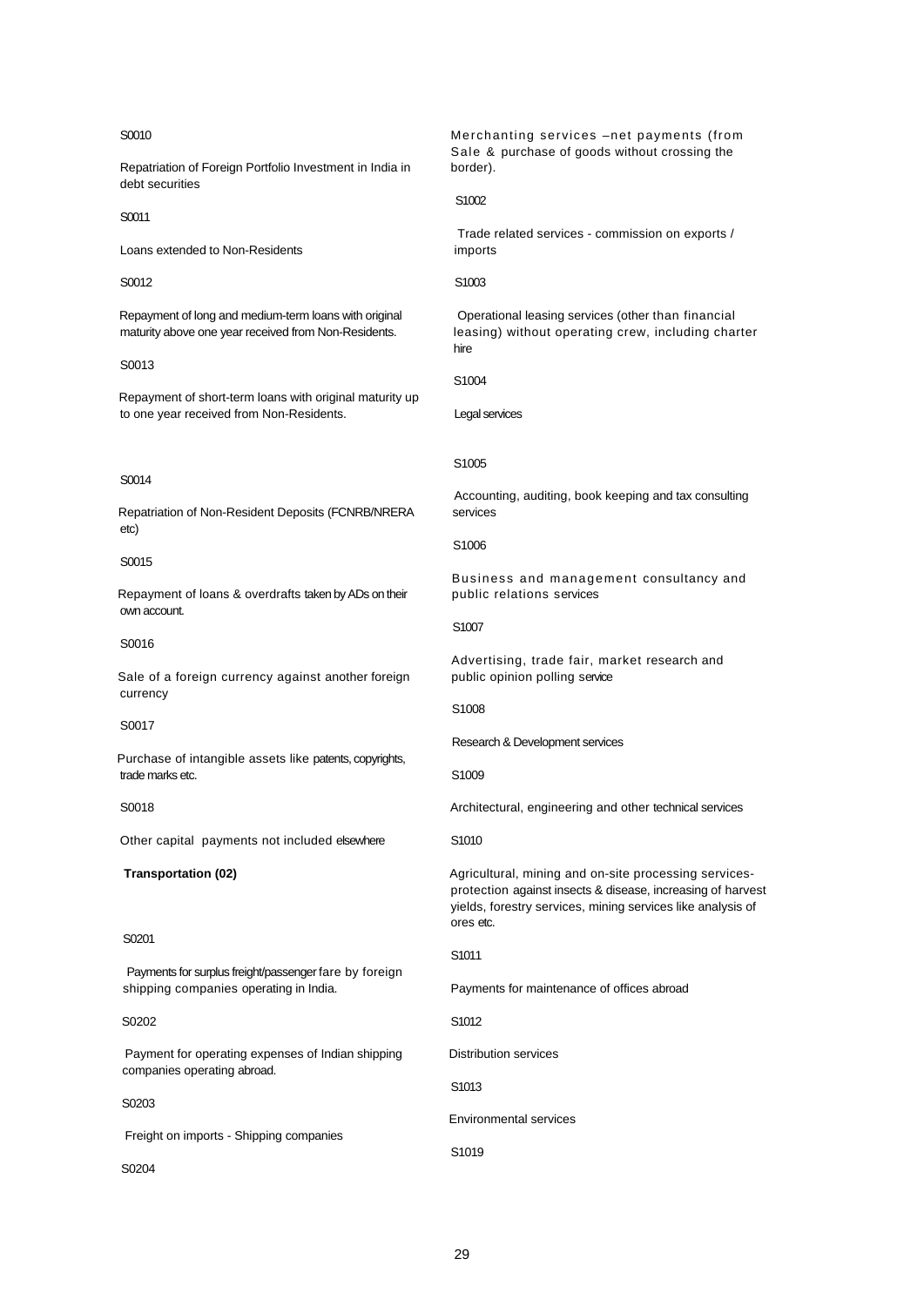S0010

Repatriation of Foreign Portfolio Investment in India in debt securities

S0011

Loans extended to Non-Residents

S0012

Repayment of long and medium-term loans with original maturity above one year received from Non-Residents.

S0013

Repayment of short-term loans with original maturity up to one year received from Non-Residents.

S0014

Repatriation of Non-Resident Deposits (FCNRB/NRERA etc)

S0015

Repayment of loans & overdrafts taken by ADs on their own account.

S0016

Sale of a foreign currency against another foreign currency

S0017

Purchase of intangible assets like patents, copyrights, trade marks etc.

S0018

Other capital payments not included elsewhere

**Transportation (02)**

S0201

Payments for surplus freight/passenger fare by foreign shipping companies operating in India.

S0202

Payment for operating expenses of Indian shipping companies operating abroad.

S0203

Freight on imports - Shipping companies

S0204

Merchanting services –net payments (from Sale & purchase of goods without crossing the border).

S1002

Trade related services - commission on exports / imports

S1003

Operational leasing services (other than financial leasing) without operating crew, including charter hire

S1004

Legal services

S1005

Accounting, auditing, book keeping and tax consulting services

S1006

Business and management consultancy and public relations services

S1007

Advertising, trade fair, market research and public opinion polling service

S1008

Research & Development services

S1009

Architectural, engineering and other technical services

S1010

Agricultural, mining and on-site processing services- protection against insects & disease, increasing of harvest yields, forestry services, mining services like analysis of ores etc.

S1011

Payments for maintenance of offices abroad

S1012

Distribution services

S1013

Environmental services

S1019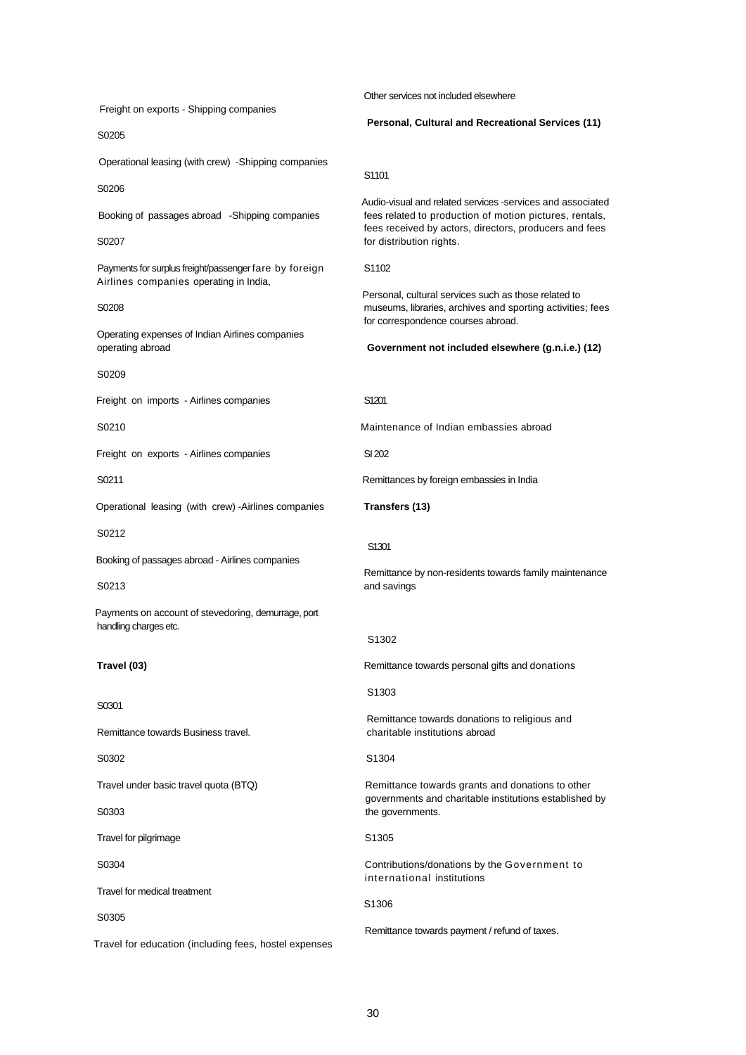Freight on exports - Shipping companies

S0205

Operational leasing (with crew) -Shipping companies

S0206

Booking of passages abroad -Shipping companies

S0207

Payments for surplus freight/passenger fare by foreign Airlines companies operating in India,

S0208

Operating expenses of Indian Airlines companies operating abroad

S0209

Freight on imports - Airlines companies

S0210

Freight on exports - Airlines companies

S0211

Operational leasing (with crew) -Airlines companies

S0212

Booking of passages abroad - Airlines companies

S0213

Payments on account of stevedoring, demurrage, port handling charges etc.

**Travel (03)**

S0301

Remittance towards Business travel.

S0302

Travel under basic travel quota (BTQ)

S0303

Travel for pilgrimage

S0304

Travel for medical treatment

S0305

Travel for education (including fees, hostel expenses

Other services not included elsewhere

**Personal, Cultural and Recreational Services (11)**

S1101

Audio-visual and related services -services and associated fees related to production of motion pictures, rentals, fees received by actors, directors, producers and fees for distribution rights.

S1102

Personal, cultural services such as those related to museums, libraries, archives and sporting activities; fees for correspondence courses abroad.

**Government not included elsewhere (g.n.i.e.) (12)**

S1201

Maintenance of Indian embassies abroad

SI 202

Remittances by foreign embassies in India

**Transfers (13)**

S1301

Remittance by non-residents towards family maintenance and savings

S1302

Remittance towards personal gifts and donations

S1303

Remittance towards donations to religious and charitable institutions abroad

S1304

Remittance towards grants and donations to other governments and charitable institutions established by the governments.

S1305

Contributions/donations by the Government to international institutions

S1306

Remittance towards payment / refund of taxes.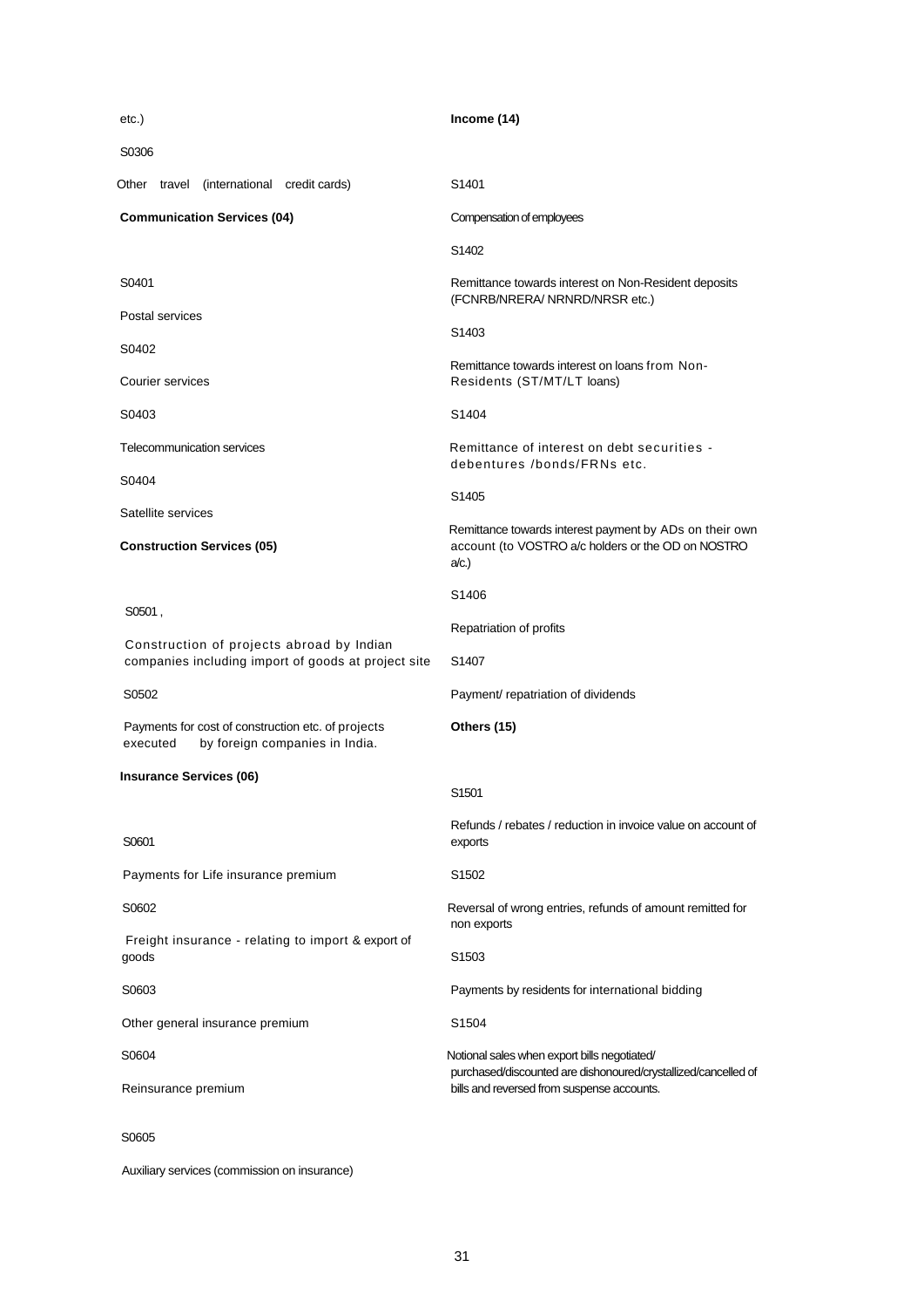etc.)

S0306

Other travel (international credit cards)

**Communication Services (04)**

S0401

Postal services

S0402

Courier services

S0403

Telecommunication services

S0404

Satellite services

**Construction Services (05)**

S0501 ,

Construction of projects abroad by Indian companies including import of goods at project site

S0502

Payments for cost of construction etc. of projects executed by foreign companies in India.

**Insurance Services (06)**

S0601

Payments for Life insurance premium

S0602

Freight insurance - relating to import & export of goods

S0603

Other general insurance premium

S0604

Reinsurance premium

S0605

Auxiliary services (commission on insurance)

**Income (14)**

S1401

Compensation of employees

S1402

Remittance towards interest on Non-Resident deposits (FCNRB/NRERA/ NRNRD/NRSR etc.)

S1403

Remittance towards interest on loans from Non-Residents (ST/MT/LT loans)

S1404

Remittance of interest on debt securities - debentures /bonds/FRNs etc.

S1405

Remittance towards interest payment by ADs on their own account (to VOSTRO a/c holders or the OD on NOSTRO a/c.)

S1406

Repatriation of profits

S1407

Payment/ repatriation of dividends

**Others (15)**

S1501

Refunds / rebates / reduction in invoice value on account of exports

S1502

Reversal of wrong entries, refunds of amount remitted for non exports

S1503

Payments by residents for international bidding

S1504

Notional sales when export bills negotiated/ purchased/discounted are dishonoured/crystallized/cancelled of bills and reversed from suspense accounts.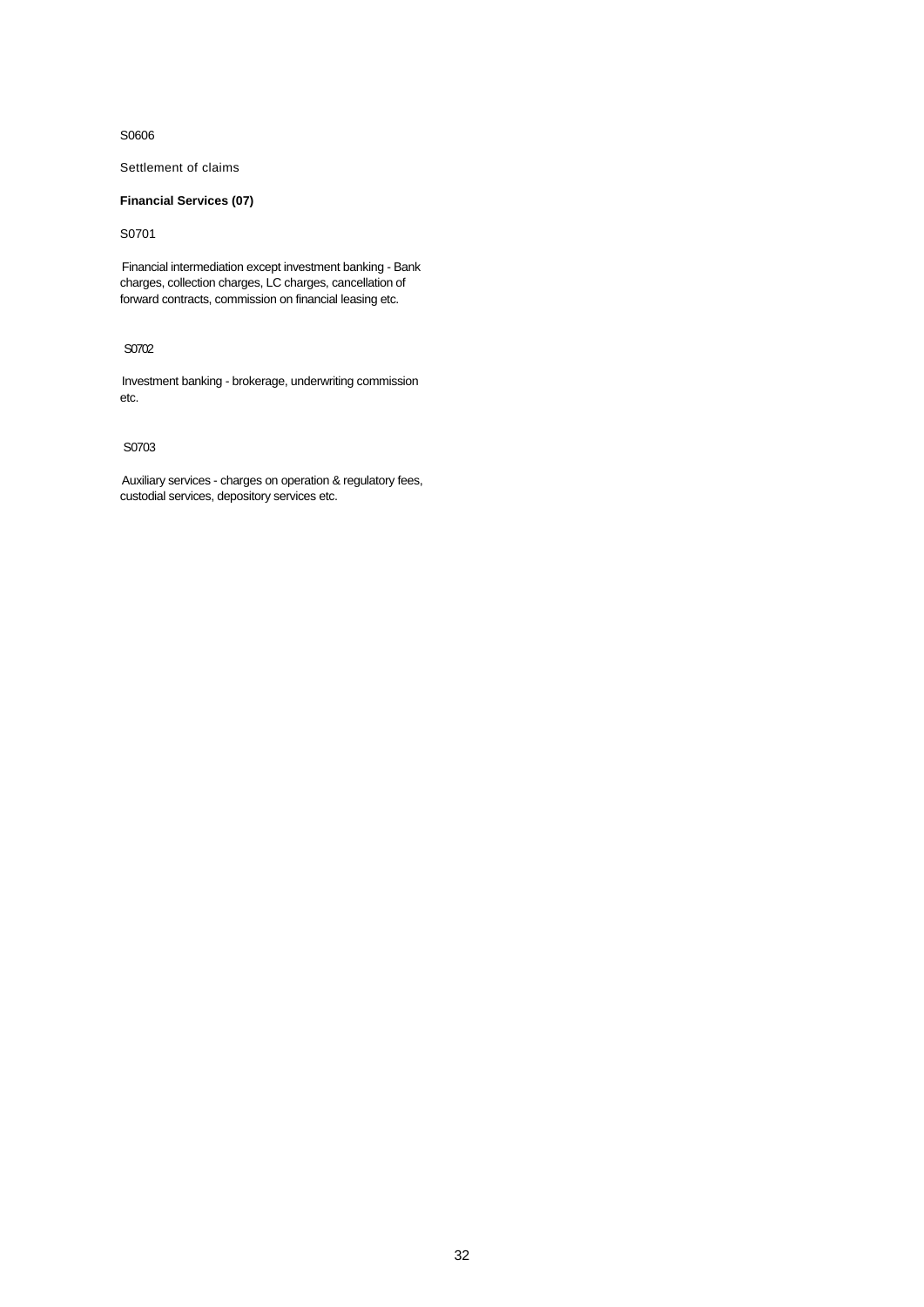S0606

Settlement of claims

**Financial Services (07)**

S0701

Financial intermediation except investment banking - Bank charges, collection charges, LC charges, cancellation of forward contracts, commission on financial leasing etc.

S0702

Investment banking - brokerage, underwriting commission etc.

S0703

Auxiliary services - charges on operation & regulatory fees, custodial services, depository services etc.